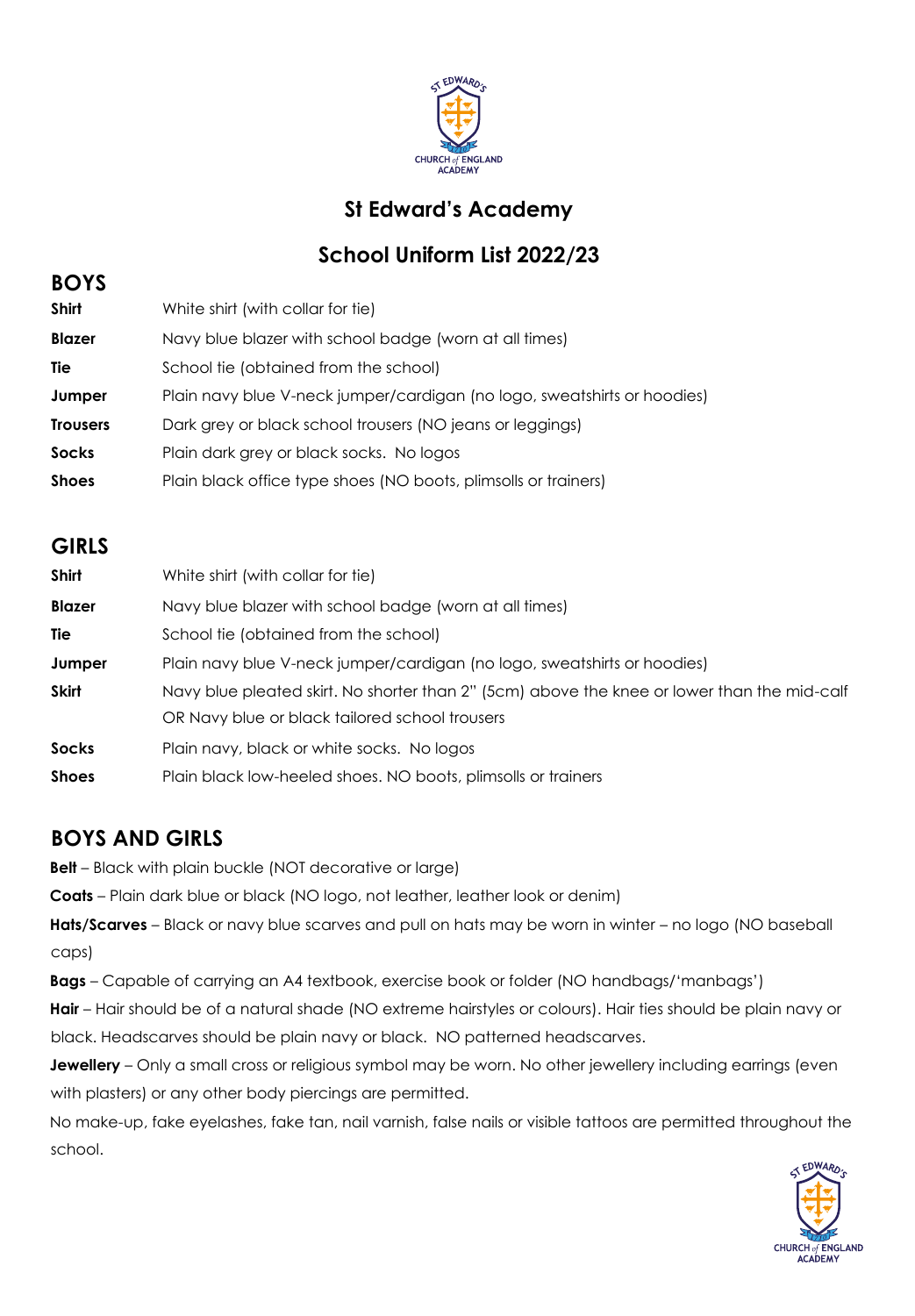# St Edward's Academy

## School Uniform List 2022/23

### BOYS

| | |
|---|---|
| **Shirt** | White shirt (with collar for tie) |
| **Blazer** | Navy blue blazer with school badge (worn at all times) |
| **Tie** | School tie (obtained from the school) |
| **Jumper** | Plain navy blue V-neck jumper/cardigan (no logo, sweatshirts or hoodies) |
| **Trousers** | Dark grey or black school trousers (NO jeans or leggings) |
| **Socks** | Plain dark grey or black socks. No logos |
| **Shoes** | Plain black office type shoes (NO boots, plimsolls or trainers) |

### GIRLS

| | |
|---|---|
| **Shirt** | White shirt (with collar for tie) |
| **Blazer** | Navy blue blazer with school badge (worn at all times) |
| **Tie** | School tie (obtained from the school) |
| **Jumper** | Plain navy blue V-neck jumper/cardigan (no logo, sweatshirts or hoodies) |
| **Skirt** | Navy blue pleated skirt. No shorter than 2" (5cm) above the knee or lower than the mid-calf OR Navy blue or black tailored school trousers |
| **Socks** | Plain navy, black or white socks. No logos |
| **Shoes** | Plain black low-heeled shoes. NO boots, plimsolls or trainers |

### BOYS AND GIRLS

**Belt** – Black with plain buckle (NOT decorative or large)

**Coats** – Plain dark blue or black (NO logo, not leather, leather look or denim)

**Hats/Scarves** – Black or navy blue scarves and pull on hats may be worn in winter – no logo (NO baseball caps)

**Bags** – Capable of carrying an A4 textbook, exercise book or folder (NO handbags/'manbags')

**Hair** – Hair should be of a natural shade (NO extreme hairstyles or colours). Hair ties should be plain navy or black. Headscarves should be plain navy or black. NO patterned headscarves.

**Jewellery** – Only a small cross or religious symbol may be worn. No other jewellery including earrings (even with plasters) or any other body piercings are permitted.

No make-up, fake eyelashes, fake tan, nail varnish, false nails or visible tattoos are permitted throughout the school.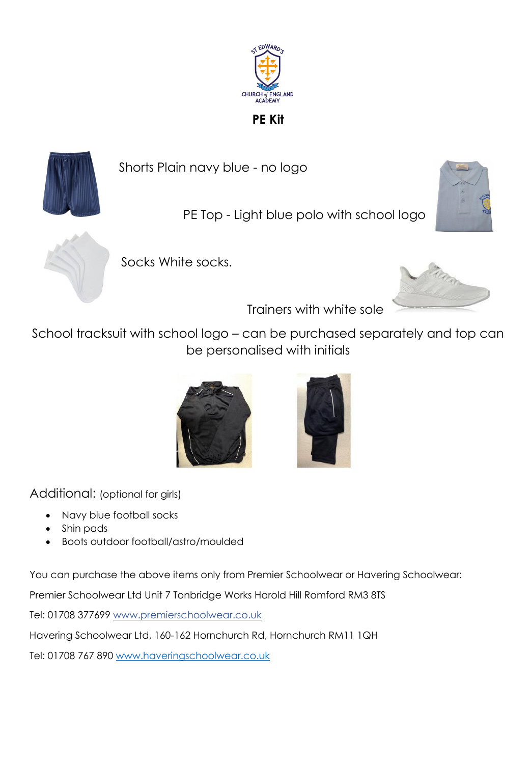ST EDWARD'S CHURCH of ENGLAND ACADEMY

## PE Kit

Shorts Plain navy blue - no logo

PE Top - Light blue polo with school logo

Socks White socks.

Trainers with white sole

School tracksuit with school logo – can be purchased separately and top can be personalised with initials

Additional: (optional for girls)

- Navy blue football socks
- Shin pads
- Boots outdoor football/astro/moulded

You can purchase the above items only from Premier Schoolwear or Havering Schoolwear:

Premier Schoolwear Ltd Unit 7 Tonbridge Works Harold Hill Romford RM3 8TS

Tel: 01708 377699 www.premierschoolwear.co.uk

Havering Schoolwear Ltd, 160-162 Hornchurch Rd, Hornchurch RM11 1QH

Tel: 01708 767 890 www.haveringschoolwear.co.uk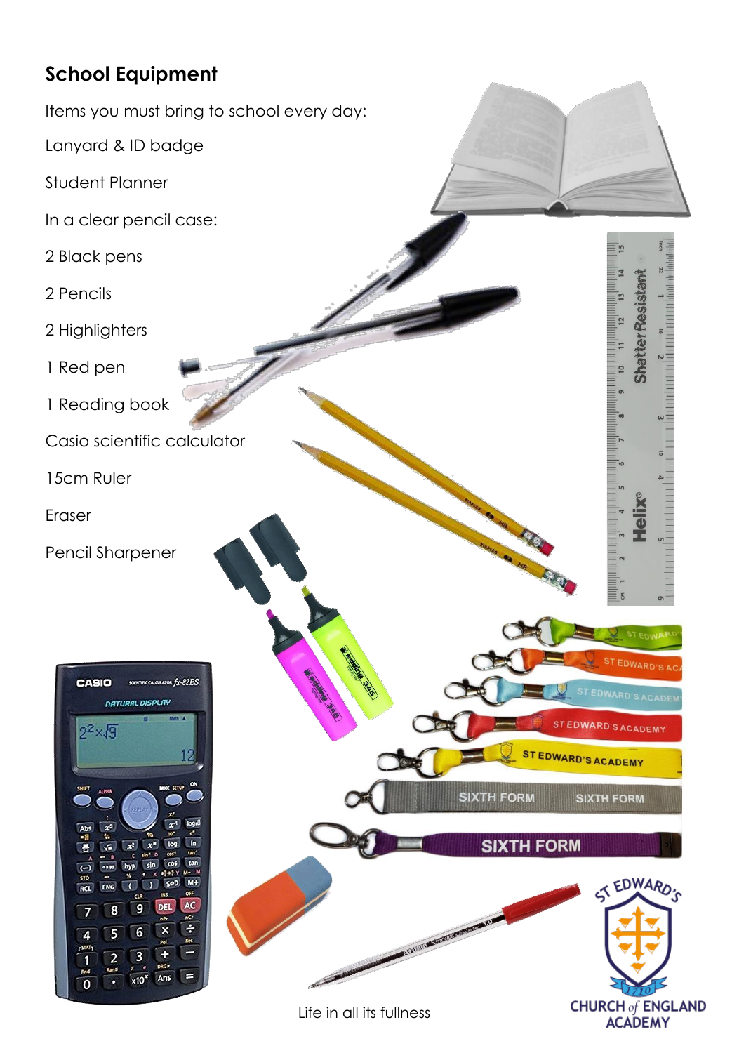## School Equipment

Items you must bring to school every day:

Lanyard & ID badge

Student Planner

In a clear pencil case:

2 Black pens

2 Pencils

2 Highlighters

1 Red pen

1 Reading book

Casio scientific calculator

15cm Ruler

Eraser

Pencil Sharpener

Life in all its fullness